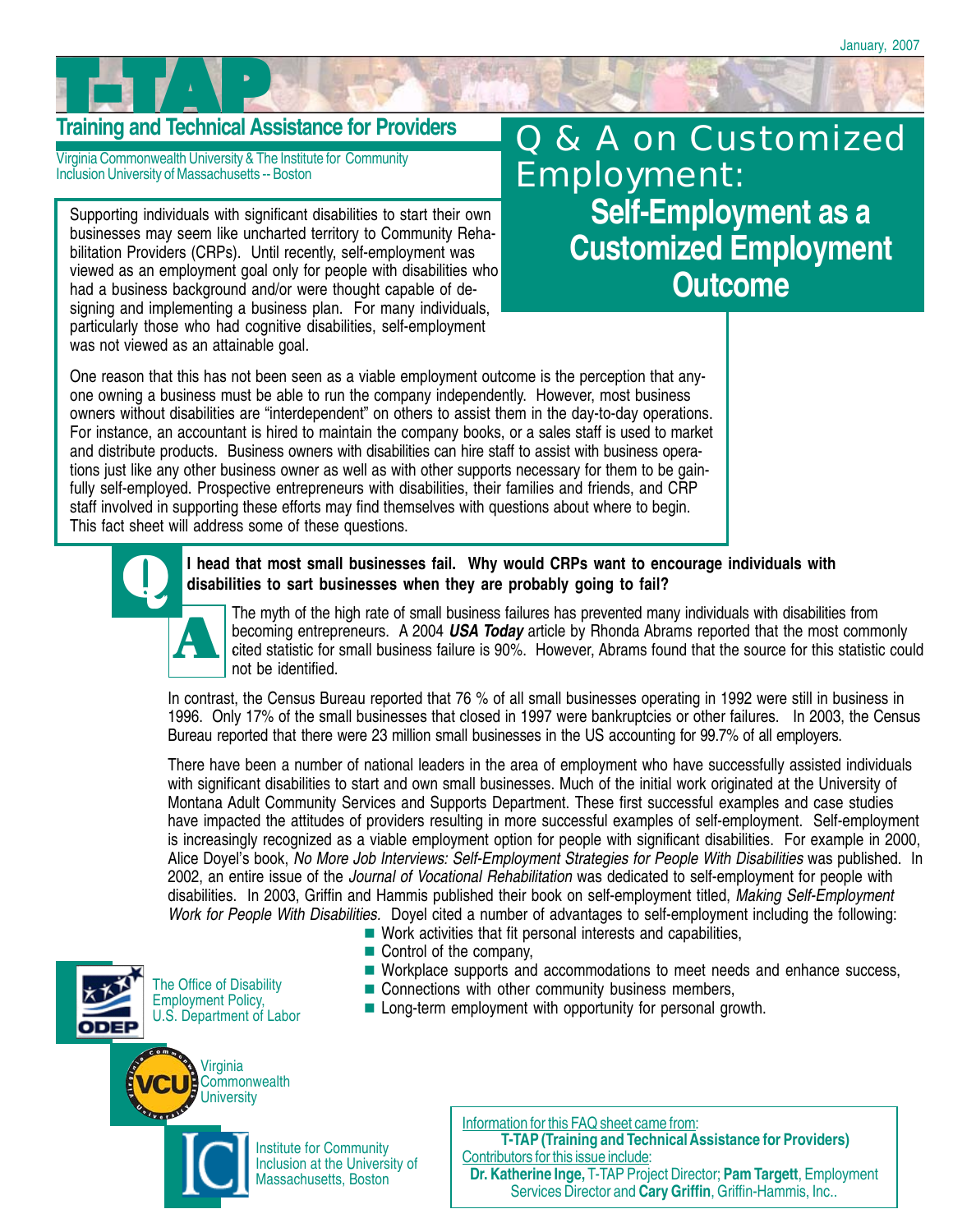January, 2007

# T-TAP

## Training and Technical Assistance for Providers

Virginia Commonwealth University & The Institute for Community Inclusion University of Massachusetts -- Boston

# Q & A on Customized Employment:

## Self-Employment as a Customized Employment Outcome

Supporting individuals with significant disabilities to start their own businesses may seem like uncharted territory to Community Rehabilitation Providers (CRPs). Until recently, self-employment was viewed as an employment goal only for people with disabilities who had a business background and/or were thought capable of designing and implementing a business plan. For many individuals, particularly those who had cognitive disabilities, self-employment was not viewed as an attainable goal.

One reason that this has not been seen as a viable employment outcome is the perception that anyone owning a business must be able to run the company independently. However, most business owners without disabilities are "interdependent" on others to assist them in the day-to-day operations. For instance, an accountant is hired to maintain the company books, or a sales staff is used to market and distribute products. Business owners with disabilities can hire staff to assist with business operations just like any other business owner as well as with other supports necessary for them to be gainfully self-employed. Prospective entrepreneurs with disabilities, their families and friends, and CRP staff involved in supporting these efforts may find themselves with questions about where to begin. This fact sheet will address some of these questions.

**Q: I head that most small businesses fail. Why would CRPs want to encourage individuals with disabilities to sart businesses when they are probably going to fail?**

**A:** The myth of the high rate of small business failures has prevented many individuals with disabilities from becoming entrepreneurs. A 2004 ***USA Today*** article by Rhonda Abrams reported that the most commonly cited statistic for small business failure is 90%. However, Abrams found that the source for this statistic could not be identified.

In contrast, the Census Bureau reported that 76 % of all small businesses operating in 1992 were still in business in 1996. Only 17% of the small businesses that closed in 1997 were bankruptcies or other failures. In 2003, the Census Bureau reported that there were 23 million small businesses in the US accounting for 99.7% of all employers.

There have been a number of national leaders in the area of employment who have successfully assisted individuals with significant disabilities to start and own small businesses. Much of the initial work originated at the University of Montana Adult Community Services and Supports Department. These first successful examples and case studies have impacted the attitudes of providers resulting in more successful examples of self-employment. Self-employment is increasingly recognized as a viable employment option for people with significant disabilities. For example in 2000, Alice Doyel's book, *No More Job Interviews: Self-Employment Strategies for People With Disabilities* was published. In 2002, an entire issue of the *Journal of Vocational Rehabilitation* was dedicated to self-employment for people with disabilities. In 2003, Griffin and Hammis published their book on self-employment titled, *Making Self-Employment Work for People With Disabilities*. Doyel cited a number of advantages to self-employment including the following:

- Work activities that fit personal interests and capabilities,
- Control of the company,
- Workplace supports and accommodations to meet needs and enhance success,
- Connections with other community business members,
- Long-term employment with opportunity for personal growth.

The Office of Disability Employment Policy, U.S. Department of Labor

Virginia Commonwealth University

Institute for Community Inclusion at the University of Massachusetts, Boston

Information for this FAQ sheet came from:
**T-TAP (Training and Technical Assistance for Providers)**
Contributors for this issue include:
**Dr. Katherine Inge,** T-TAP Project Director; **Pam Targett**, Employment Services Director and **Cary Griffin**, Griffin-Hammis, Inc..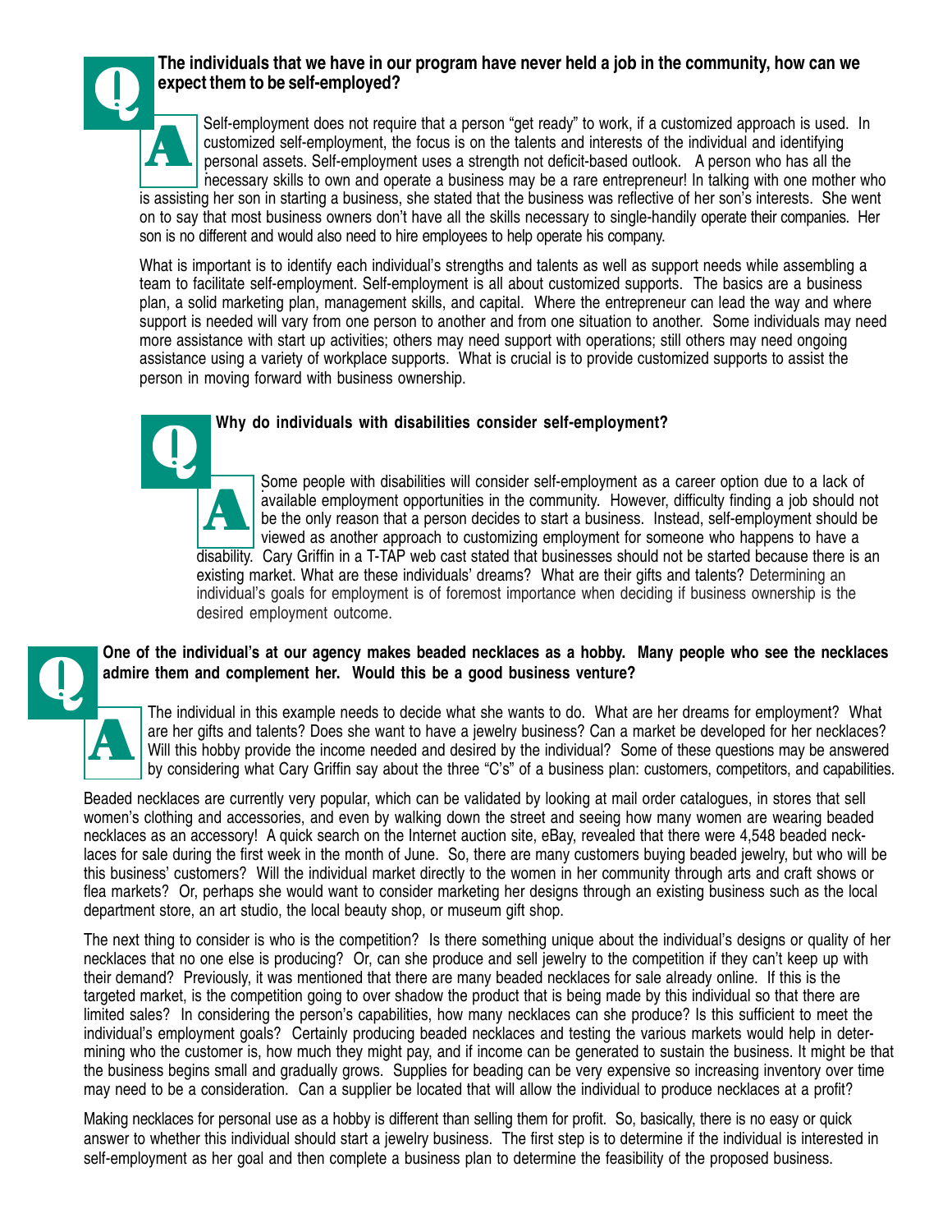**Q** **The individuals that we have in our program have never held a job in the community, how can we expect them to be self-employed?**

**A** Self-employment does not require that a person "get ready" to work, if a customized approach is used. In customized self-employment, the focus is on the talents and interests of the individual and identifying personal assets. Self-employment uses a strength not deficit-based outlook. A person who has all the necessary skills to own and operate a business may be a rare entrepreneur! In talking with one mother who is assisting her son in starting a business, she stated that the business was reflective of her son's interests. She went on to say that most business owners don't have all the skills necessary to single-handily operate their companies. Her son is no different and would also need to hire employees to help operate his company.

What is important is to identify each individual's strengths and talents as well as support needs while assembling a team to facilitate self-employment. Self-employment is all about customized supports. The basics are a business plan, a solid marketing plan, management skills, and capital. Where the entrepreneur can lead the way and where support is needed will vary from one person to another and from one situation to another. Some individuals may need more assistance with start up activities; others may need support with operations; still others may need ongoing assistance using a variety of workplace supports. What is crucial is to provide customized supports to assist the person in moving forward with business ownership.

**Q** **Why do individuals with disabilities consider self-employment?**

**A** Some people with disabilities will consider self-employment as a career option due to a lack of available employment opportunities in the community. However, difficulty finding a job should not be the only reason that a person decides to start a business. Instead, self-employment should be viewed as another approach to customizing employment for someone who happens to have a disability. Cary Griffin in a T-TAP web cast stated that businesses should not be started because there is an existing market. What are these individuals' dreams? What are their gifts and talents? Determining an individual's goals for employment is of foremost importance when deciding if business ownership is the desired employment outcome.

**Q** **One of the individual's at our agency makes beaded necklaces as a hobby. Many people who see the necklaces admire them and complement her. Would this be a good business venture?**

**A** The individual in this example needs to decide what she wants to do. What are her dreams for employment? What are her gifts and talents? Does she want to have a jewelry business? Can a market be developed for her necklaces? Will this hobby provide the income needed and desired by the individual? Some of these questions may be answered by considering what Cary Griffin say about the three "C's" of a business plan: customers, competitors, and capabilities.

Beaded necklaces are currently very popular, which can be validated by looking at mail order catalogues, in stores that sell women's clothing and accessories, and even by walking down the street and seeing how many women are wearing beaded necklaces as an accessory! A quick search on the Internet auction site, eBay, revealed that there were 4,548 beaded necklaces for sale during the first week in the month of June. So, there are many customers buying beaded jewelry, but who will be this business' customers? Will the individual market directly to the women in her community through arts and craft shows or flea markets? Or, perhaps she would want to consider marketing her designs through an existing business such as the local department store, an art studio, the local beauty shop, or museum gift shop.

The next thing to consider is who is the competition? Is there something unique about the individual's designs or quality of her necklaces that no one else is producing? Or, can she produce and sell jewelry to the competition if they can't keep up with their demand? Previously, it was mentioned that there are many beaded necklaces for sale already online. If this is the targeted market, is the competition going to over shadow the product that is being made by this individual so that there are limited sales? In considering the person's capabilities, how many necklaces can she produce? Is this sufficient to meet the individual's employment goals? Certainly producing beaded necklaces and testing the various markets would help in determining who the customer is, how much they might pay, and if income can be generated to sustain the business. It might be that the business begins small and gradually grows. Supplies for beading can be very expensive so increasing inventory over time may need to be a consideration. Can a supplier be located that will allow the individual to produce necklaces at a profit?

Making necklaces for personal use as a hobby is different than selling them for profit. So, basically, there is no easy or quick answer to whether this individual should start a jewelry business. The first step is to determine if the individual is interested in self-employment as her goal and then complete a business plan to determine the feasibility of the proposed business.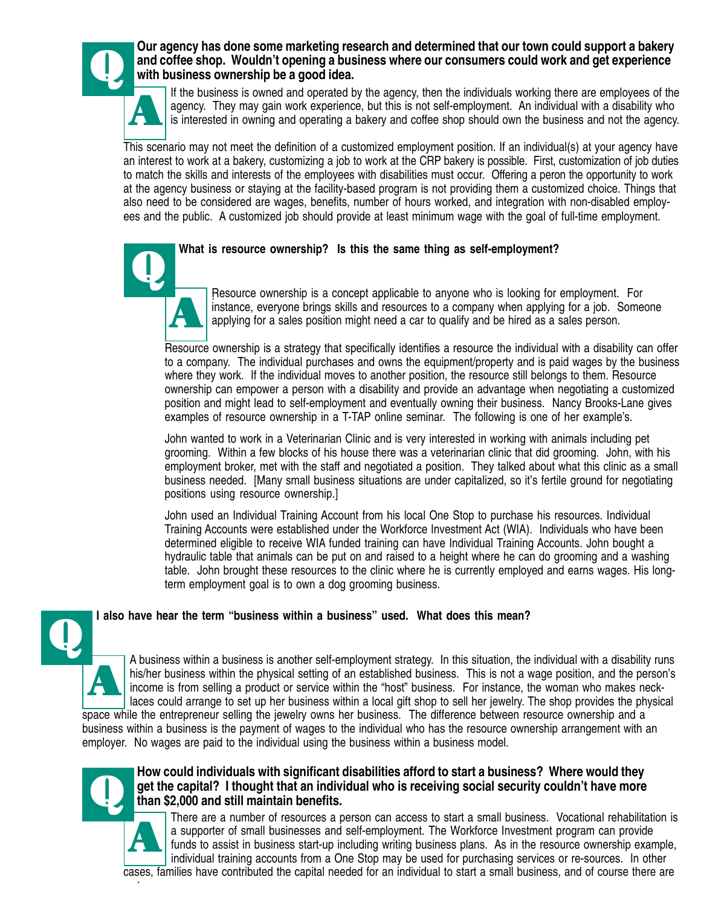**Q: Our agency has done some marketing research and determined that our town could support a bakery and coffee shop. Wouldn't opening a business where our consumers could work and get experience with business ownership be a good idea.**

**A:** If the business is owned and operated by the agency, then the individuals working there are employees of the agency. They may gain work experience, but this is not self-employment. An individual with a disability who is interested in owning and operating a bakery and coffee shop should own the business and not the agency.

This scenario may not meet the definition of a customized employment position. If an individual(s) at your agency have an interest to work at a bakery, customizing a job to work at the CRP bakery is possible. First, customization of job duties to match the skills and interests of the employees with disabilities must occur. Offering a peron the opportunity to work at the agency business or staying at the facility-based program is not providing them a customized choice. Things that also need to be considered are wages, benefits, number of hours worked, and integration with non-disabled employees and the public. A customized job should provide at least minimum wage with the goal of full-time employment.

**Q: What is resource ownership? Is this the same thing as self-employment?**

**A:** Resource ownership is a concept applicable to anyone who is looking for employment. For instance, everyone brings skills and resources to a company when applying for a job. Someone applying for a sales position might need a car to qualify and be hired as a sales person.

Resource ownership is a strategy that specifically identifies a resource the individual with a disability can offer to a company. The individual purchases and owns the equipment/property and is paid wages by the business where they work. If the individual moves to another position, the resource still belongs to them. Resource ownership can empower a person with a disability and provide an advantage when negotiating a customized position and might lead to self-employment and eventually owning their business. Nancy Brooks-Lane gives examples of resource ownership in a T-TAP online seminar. The following is one of her example's.

John wanted to work in a Veterinarian Clinic and is very interested in working with animals including pet grooming. Within a few blocks of his house there was a veterinarian clinic that did grooming. John, with his employment broker, met with the staff and negotiated a position. They talked about what this clinic as a small business needed. [Many small business situations are under capitalized, so it's fertile ground for negotiating positions using resource ownership.]

John used an Individual Training Account from his local One Stop to purchase his resources. Individual Training Accounts were established under the Workforce Investment Act (WIA). Individuals who have been determined eligible to receive WIA funded training can have Individual Training Accounts. John bought a hydraulic table that animals can be put on and raised to a height where he can do grooming and a washing table. John brought these resources to the clinic where he is currently employed and earns wages. His long-term employment goal is to own a dog grooming business.

**Q: I also have hear the term "business within a business" used. What does this mean?**

**A:** A business within a business is another self-employment strategy. In this situation, the individual with a disability runs his/her business within the physical setting of an established business. This is not a wage position, and the person's income is from selling a product or service within the "host" business. For instance, the woman who makes necklaces could arrange to set up her business within a local gift shop to sell her jewelry. The shop provides the physical space while the entrepreneur selling the jewelry owns her business. The difference between resource ownership and a business within a business is the payment of wages to the individual who has the resource ownership arrangement with an employer. No wages are paid to the individual using the business within a business model.

**Q: How could individuals with significant disabilities afford to start a business? Where would they get the capital? I thought that an individual who is receiving social security couldn't have more than $2,000 and still maintain benefits.**

**A:** There are a number of resources a person can access to start a small business. Vocational rehabilitation is a supporter of small businesses and self-employment. The Workforce Investment program can provide funds to assist in business start-up including writing business plans. As in the resource ownership example, individual training accounts from a One Stop may be used for purchasing services or re-sources. In other cases, families have contributed the capital needed for an individual to start a small business, and of course there are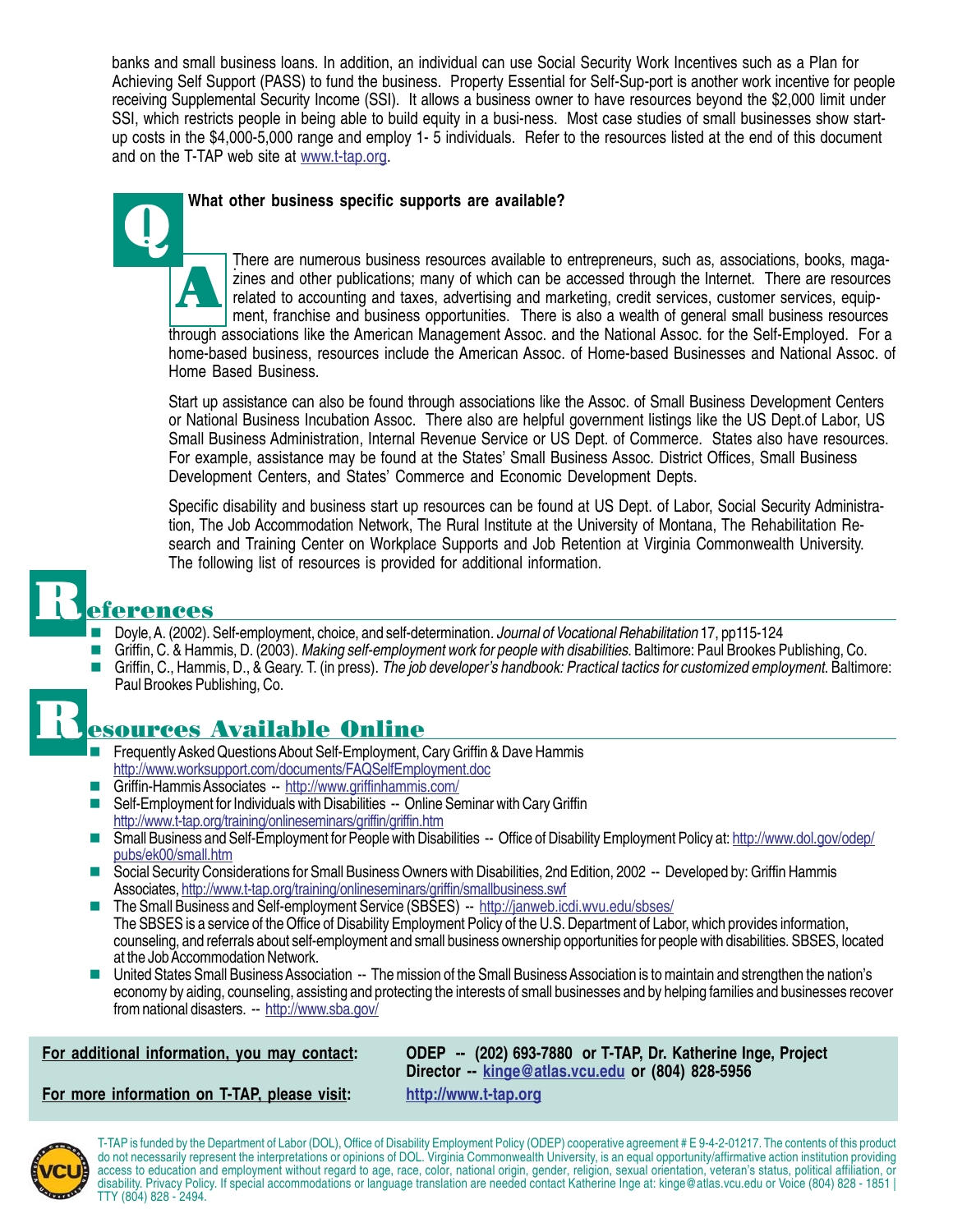banks and small business loans. In addition, an individual can use Social Security Work Incentives such as a Plan for Achieving Self Support (PASS) to fund the business. Property Essential for Self-Sup-port is another work incentive for people receiving Supplemental Security Income (SSI). It allows a business owner to have resources beyond the $2,000 limit under SSI, which restricts people in being able to build equity in a busi-ness. Most case studies of small businesses show start-up costs in the $4,000-5,000 range and employ 1- 5 individuals. Refer to the resources listed at the end of this document and on the T-TAP web site at www.t-tap.org.

**Q: What other business specific supports are available?**

**A:** There are numerous business resources available to entrepreneurs, such as, associations, books, magazines and other publications; many of which can be accessed through the Internet. There are resources related to accounting and taxes, advertising and marketing, credit services, customer services, equipment, franchise and business opportunities. There is also a wealth of general small business resources through associations like the American Management Assoc. and the National Assoc. for the Self-Employed. For a home-based business, resources include the American Assoc. of Home-based Businesses and National Assoc. of Home Based Business.

Start up assistance can also be found through associations like the Assoc. of Small Business Development Centers or National Business Incubation Assoc. There also are helpful government listings like the US Dept.of Labor, US Small Business Administration, Internal Revenue Service or US Dept. of Commerce. States also have resources. For example, assistance may be found at the States' Small Business Assoc. District Offices, Small Business Development Centers, and States' Commerce and Economic Development Depts.

Specific disability and business start up resources can be found at US Dept. of Labor, Social Security Administration, The Job Accommodation Network, The Rural Institute at the University of Montana, The Rehabilitation Research and Training Center on Workplace Supports and Job Retention at Virginia Commonwealth University. The following list of resources is provided for additional information.

## References

- Doyle, A. (2002). Self-employment, choice, and self-determination. *Journal of Vocational Rehabilitation* 17, pp115-124
- Griffin, C. & Hammis, D. (2003). *Making self-employment work for people with disabilities.* Baltimore: Paul Brookes Publishing, Co.
- Griffin, C., Hammis, D., & Geary. T. (in press). *The job developer's handbook: Practical tactics for customized employment.* Baltimore: Paul Brookes Publishing, Co.

## Resources Available Online

- Frequently Asked Questions About Self-Employment, Cary Griffin & Dave Hammis
  http://www.worksupport.com/documents/FAQSelfEmployment.doc
- Griffin-Hammis Associates -- http://www.griffinhammis.com/
- Self-Employment for Individuals with Disabilities -- Online Seminar with Cary Griffin
  http://www.t-tap.org/training/onlineseminars/griffin/griffin.htm
- Small Business and Self-Employment for People with Disabilities -- Office of Disability Employment Policy at: http://www.dol.gov/odep/pubs/ek00/small.htm
- Social Security Considerations for Small Business Owners with Disabilities, 2nd Edition, 2002 -- Developed by: Griffin Hammis Associates, http://www.t-tap.org/training/onlineseminars/griffin/smallbusiness.swf
- The Small Business and Self-employment Service (SBSES) -- http://janweb.icdi.wvu.edu/sbses/
  The SBSES is a service of the Office of Disability Employment Policy of the U.S. Department of Labor, which provides information, counseling, and referrals about self-employment and small business ownership opportunities for people with disabilities. SBSES, located at the Job Accommodation Network.
- United States Small Business Association -- The mission of the Small Business Association is to maintain and strengthen the nation's economy by aiding, counseling, assisting and protecting the interests of small businesses and by helping families and businesses recover from national disasters. -- http://www.sba.gov/

**For additional information, you may contact:** **ODEP -- (202) 693-7880 or T-TAP, Dr. Katherine Inge, Project Director -- kinge@atlas.vcu.edu or (804) 828-5956**

**For more information on T-TAP, please visit:** **http://www.t-tap.org**

T-TAP is funded by the Department of Labor (DOL), Office of Disability Employment Policy (ODEP) cooperative agreement # E 9-4-2-01217. The contents of this product do not necessarily represent the interpretations or opinions of DOL. Virginia Commonwealth University, is an equal opportunity/affirmative action institution providing access to education and employment without regard to age, race, color, national origin, gender, religion, sexual orientation, veteran's status, political affiliation, or disability. Privacy Policy. If special accommodations or language translation are needed contact Katherine Inge at: kinge@atlas.vcu.edu or Voice (804) 828 - 1851 | TTY (804) 828 - 2494.